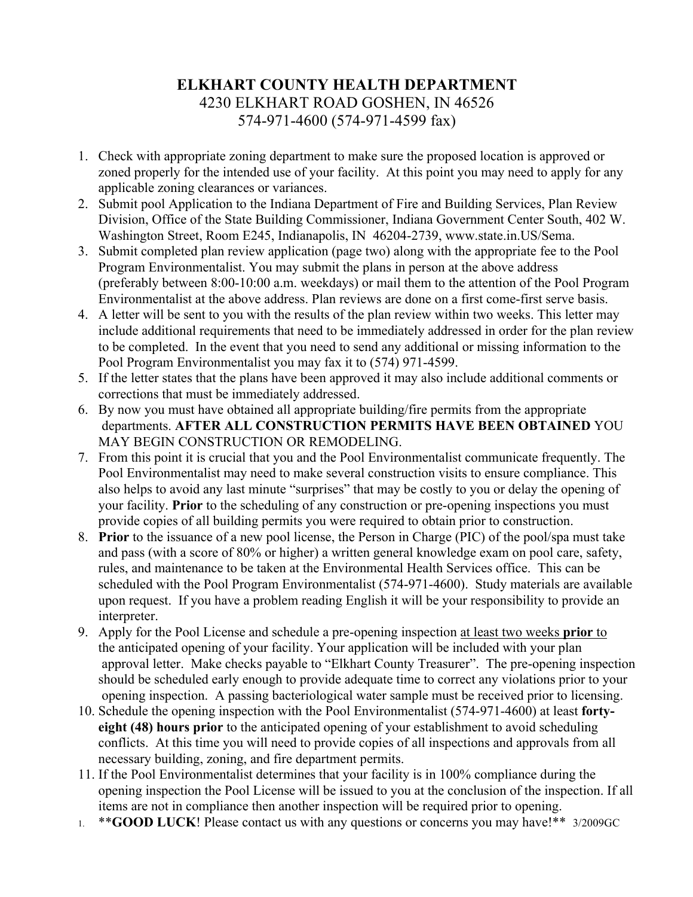# ELKHART COUNTY HEALTH DEPARTMENT

4230 ELKHART ROAD GOSHEN, IN 46526
574-971-4600 (574-971-4599 fax)

1. Check with appropriate zoning department to make sure the proposed location is approved or zoned properly for the intended use of your facility. At this point you may need to apply for any applicable zoning clearances or variances.
2. Submit pool Application to the Indiana Department of Fire and Building Services, Plan Review Division, Office of the State Building Commissioner, Indiana Government Center South, 402 W. Washington Street, Room E245, Indianapolis, IN 46204-2739, www.state.in.US/Sema.
3. Submit completed plan review application (page two) along with the appropriate fee to the Pool Program Environmentalist. You may submit the plans in person at the above address (preferably between 8:00-10:00 a.m. weekdays) or mail them to the attention of the Pool Program Environmentalist at the above address. Plan reviews are done on a first come-first serve basis.
4. A letter will be sent to you with the results of the plan review within two weeks. This letter may include additional requirements that need to be immediately addressed in order for the plan review to be completed. In the event that you need to send any additional or missing information to the Pool Program Environmentalist you may fax it to (574) 971-4599.
5. If the letter states that the plans have been approved it may also include additional comments or corrections that must be immediately addressed.
6. By now you must have obtained all appropriate building/fire permits from the appropriate departments. **AFTER ALL CONSTRUCTION PERMITS HAVE BEEN OBTAINED** YOU MAY BEGIN CONSTRUCTION OR REMODELING.
7. From this point it is crucial that you and the Pool Environmentalist communicate frequently. The Pool Environmentalist may need to make several construction visits to ensure compliance. This also helps to avoid any last minute "surprises" that may be costly to you or delay the opening of your facility. **Prior** to the scheduling of any construction or pre-opening inspections you must provide copies of all building permits you were required to obtain prior to construction.
8. **Prior** to the issuance of a new pool license, the Person in Charge (PIC) of the pool/spa must take and pass (with a score of 80% or higher) a written general knowledge exam on pool care, safety, rules, and maintenance to be taken at the Environmental Health Services office. This can be scheduled with the Pool Program Environmentalist (574-971-4600). Study materials are available upon request. If you have a problem reading English it will be your responsibility to provide an interpreter.
9. Apply for the Pool License and schedule a pre-opening inspection at least two weeks **prior** to the anticipated opening of your facility. Your application will be included with your plan approval letter. Make checks payable to "Elkhart County Treasurer". The pre-opening inspection should be scheduled early enough to provide adequate time to correct any violations prior to your opening inspection. A passing bacteriological water sample must be received prior to licensing.
10. Schedule the opening inspection with the Pool Environmentalist (574-971-4600) at least **forty-eight (48) hours prior** to the anticipated opening of your establishment to avoid scheduling conflicts. At this time you will need to provide copies of all inspections and approvals from all necessary building, zoning, and fire department permits.
11. If the Pool Environmentalist determines that your facility is in 100% compliance during the opening inspection the Pool License will be issued to you at the conclusion of the inspection. If all items are not in compliance then another inspection will be required prior to opening.

1. ****GOOD LUCK**! Please contact us with any questions or concerns you may have!** 3/2009GC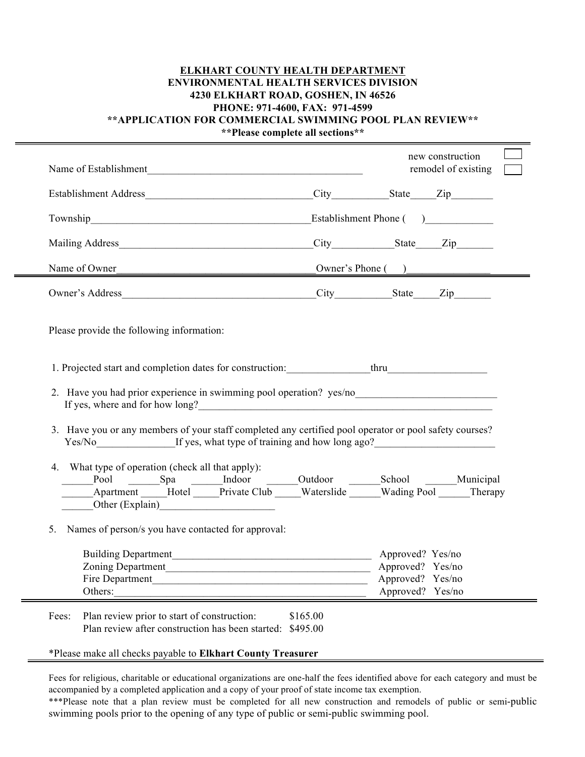**ELKHART COUNTY HEALTH DEPARTMENT**
**ENVIRONMENTAL HEALTH SERVICES DIVISION**
**4230 ELKHART ROAD, GOSHEN, IN 46526**
**PHONE: 971-4600, FAX: 971-4599**
****APPLICATION FOR COMMERCIAL SWIMMING POOL PLAN REVIEW****
****Please complete all sections****

---

Name of Establishment_________________________________________ new construction ☐ remodel of existing ☐

Establishment Address________________________________City__________State_____Zip________

Township__________________________________________Establishment Phone (     )_____________

Mailing Address_____________________________________City___________State_____Zip_______

Name of Owner______________________________________Owner's Phone (     )________________

---

Owner's Address_____________________________________City__________State_____Zip_______

Please provide the following information:

1. Projected start and completion dates for construction:________________thru___________________

2. Have you had prior experience in swimming pool operation? yes/no___________________________
   If yes, where and for how long?_________________________________________________________

3. Have you or any members of your staff completed any certified pool operator or pool safety courses?
   Yes/No_______________If yes, what type of training and how long ago?_______________________

4. What type of operation (check all that apply):
   ______Pool ______Spa ______Indoor ______Outdoor ______School ______Municipal
   ______Apartment _____Hotel _____Private Club _____Waterslide ______Wading Pool ______Therapy
   ______Other (Explain)______________________

5. Names of person/s you have contacted for approval:

   Building Department______________________________________ Approved? Yes/no
   Zoning Department_______________________________________ Approved? Yes/no
   Fire Department_________________________________________ Approved? Yes/no
   Others:________________________________________________ Approved? Yes/no

---

Fees: Plan review prior to start of construction: $165.00
Plan review after construction has been started: $495.00

*Please make all checks payable to **Elkhart County Treasurer**

---

Fees for religious, charitable or educational organizations are one-half the fees identified above for each category and must be accompanied by a completed application and a copy of your proof of state income tax exemption.

***Please note that a plan review must be completed for all new construction and remodels of public or semi-public swimming pools prior to the opening of any type of public or semi-public swimming pool.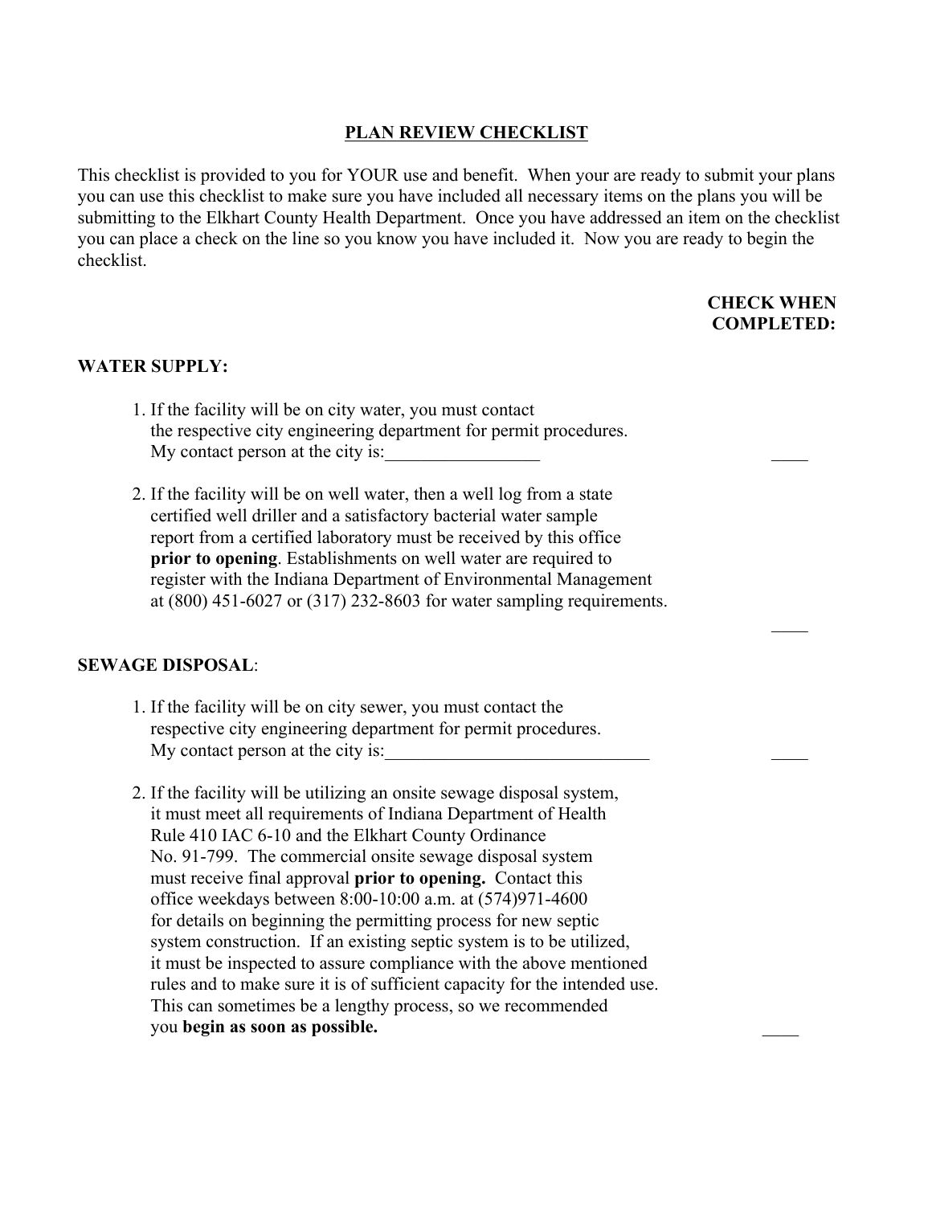## PLAN REVIEW CHECKLIST

This checklist is provided to you for YOUR use and benefit. When your are ready to submit your plans you can use this checklist to make sure you have included all necessary items on the plans you will be submitting to the Elkhart County Health Department. Once you have addressed an item on the checklist you can place a check on the line so you know you have included it. Now you are ready to begin the checklist.

**CHECK WHEN COMPLETED:**

**WATER SUPPLY:**

1. If the facility will be on city water, you must contact the respective city engineering department for permit procedures. My contact person at the city is:_________________ ____

2. If the facility will be on well water, then a well log from a state certified well driller and a satisfactory bacterial water sample report from a certified laboratory must be received by this office **prior to opening**. Establishments on well water are required to register with the Indiana Department of Environmental Management at (800) 451-6027 or (317) 232-8603 for water sampling requirements. ____

**SEWAGE DISPOSAL**:

1. If the facility will be on city sewer, you must contact the respective city engineering department for permit procedures. My contact person at the city is:_____________________________ ____

2. If the facility will be utilizing an onsite sewage disposal system, it must meet all requirements of Indiana Department of Health Rule 410 IAC 6-10 and the Elkhart County Ordinance No. 91-799. The commercial onsite sewage disposal system must receive final approval **prior to opening.** Contact this office weekdays between 8:00-10:00 a.m. at (574)971-4600 for details on beginning the permitting process for new septic system construction. If an existing septic system is to be utilized, it must be inspected to assure compliance with the above mentioned rules and to make sure it is of sufficient capacity for the intended use. This can sometimes be a lengthy process, so we recommended you **begin as soon as possible.** ____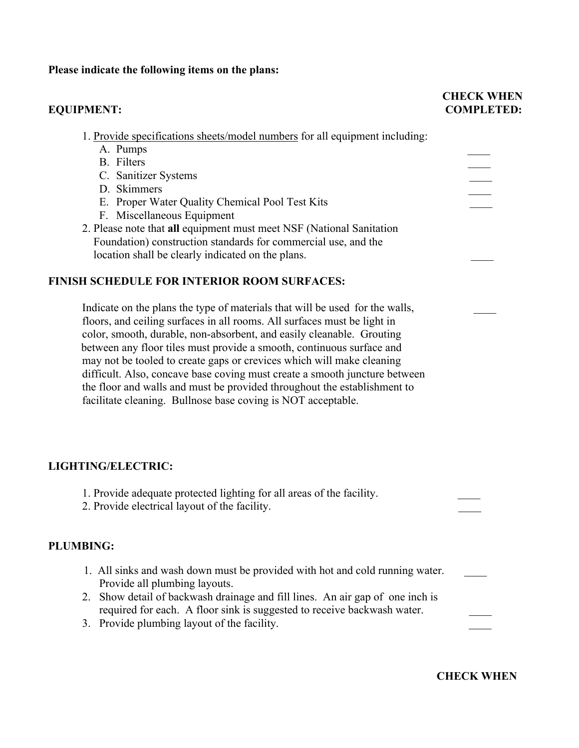**Please indicate the following items on the plans:**

**EQUIPMENT:** **CHECK WHEN COMPLETED:**

1. Provide specifications sheets/model numbers for all equipment including:
   - A. Pumps ____
   - B. Filters ____
   - C. Sanitizer Systems ____
   - D. Skimmers ____
   - E. Proper Water Quality Chemical Pool Test Kits ____
   - F. Miscellaneous Equipment
2. Please note that **all** equipment must meet NSF (National Sanitation Foundation) construction standards for commercial use, and the location shall be clearly indicated on the plans. ____

**FINISH SCHEDULE FOR INTERIOR ROOM SURFACES:**

Indicate on the plans the type of materials that will be used for the walls, floors, and ceiling surfaces in all rooms. All surfaces must be light in color, smooth, durable, non-absorbent, and easily cleanable. Grouting between any floor tiles must provide a smooth, continuous surface and may not be tooled to create gaps or crevices which will make cleaning difficult. Also, concave base coving must create a smooth juncture between the floor and walls and must be provided throughout the establishment to facilitate cleaning. Bullnose base coving is NOT acceptable. ____

**LIGHTING/ELECTRIC:**

1. Provide adequate protected lighting for all areas of the facility. ____
2. Provide electrical layout of the facility. ____

**PLUMBING:**

1. All sinks and wash down must be provided with hot and cold running water. Provide all plumbing layouts. ____
2. Show detail of backwash drainage and fill lines. An air gap of one inch is required for each. A floor sink is suggested to receive backwash water. ____
3. Provide plumbing layout of the facility. ____

**CHECK WHEN**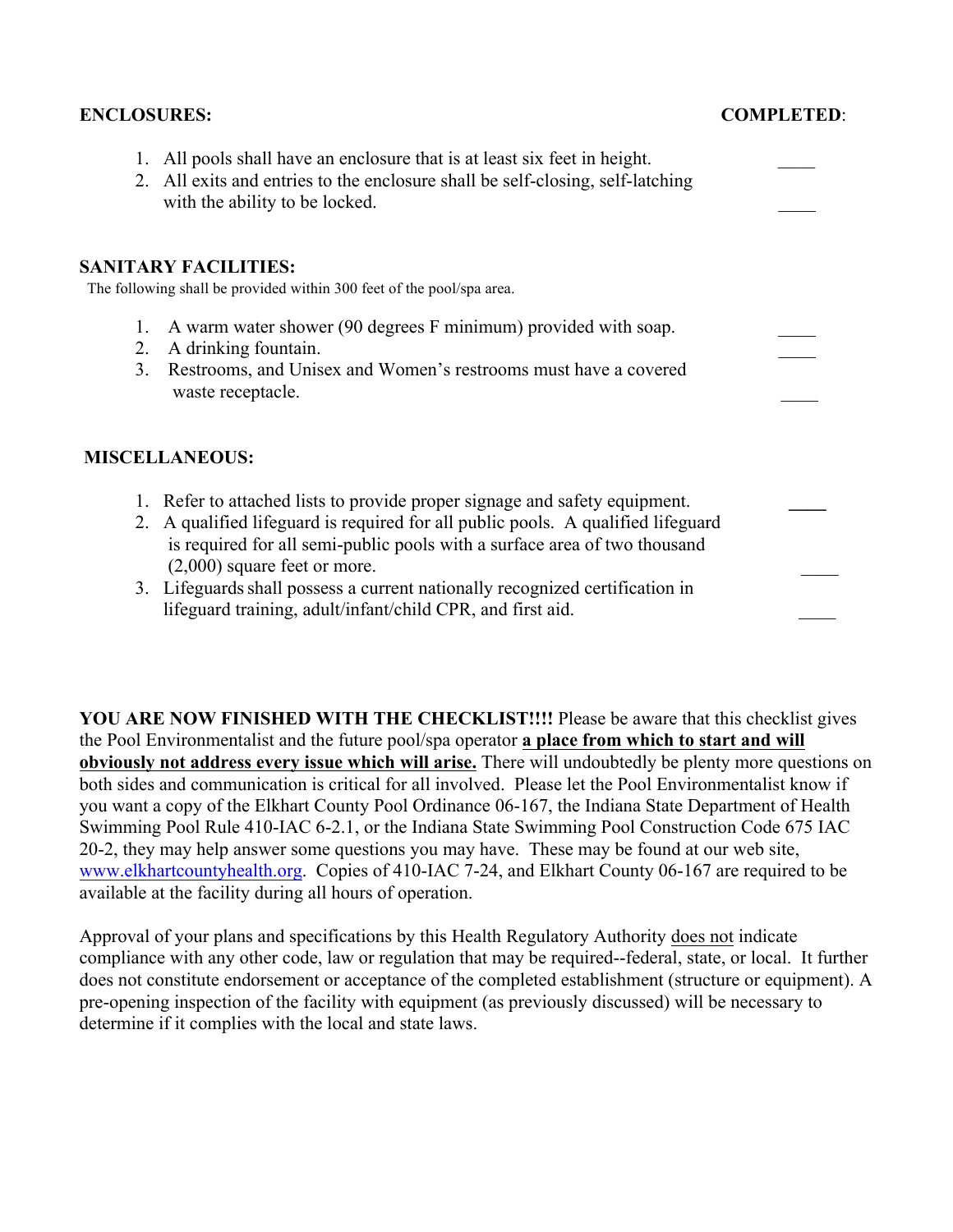**ENCLOSURES:** **COMPLETED**:

1. All pools shall have an enclosure that is at least six feet in height. ____
2. All exits and entries to the enclosure shall be self-closing, self-latching with the ability to be locked. ____

**SANITARY FACILITIES:**

The following shall be provided within 300 feet of the pool/spa area.

1. A warm water shower (90 degrees F minimum) provided with soap. ____
2. A drinking fountain. ____
3. Restrooms, and Unisex and Women's restrooms must have a covered waste receptacle. ____

**MISCELLANEOUS:**

1. Refer to attached lists to provide proper signage and safety equipment. ____
2. A qualified lifeguard is required for all public pools. A qualified lifeguard is required for all semi-public pools with a surface area of two thousand (2,000) square feet or more. ____
3. Lifeguards shall possess a current nationally recognized certification in lifeguard training, adult/infant/child CPR, and first aid. ____

**YOU ARE NOW FINISHED WITH THE CHECKLIST!!!!** Please be aware that this checklist gives the Pool Environmentalist and the future pool/spa operator **a place from which to start and will obviously not address every issue which will arise.** There will undoubtedly be plenty more questions on both sides and communication is critical for all involved. Please let the Pool Environmentalist know if you want a copy of the Elkhart County Pool Ordinance 06-167, the Indiana State Department of Health Swimming Pool Rule 410-IAC 6-2.1, or the Indiana State Swimming Pool Construction Code 675 IAC 20-2, they may help answer some questions you may have. These may be found at our web site, www.elkhartcountyhealth.org. Copies of 410-IAC 7-24, and Elkhart County 06-167 are required to be available at the facility during all hours of operation.

Approval of your plans and specifications by this Health Regulatory Authority does not indicate compliance with any other code, law or regulation that may be required--federal, state, or local. It further does not constitute endorsement or acceptance of the completed establishment (structure or equipment). A pre-opening inspection of the facility with equipment (as previously discussed) will be necessary to determine if it complies with the local and state laws.